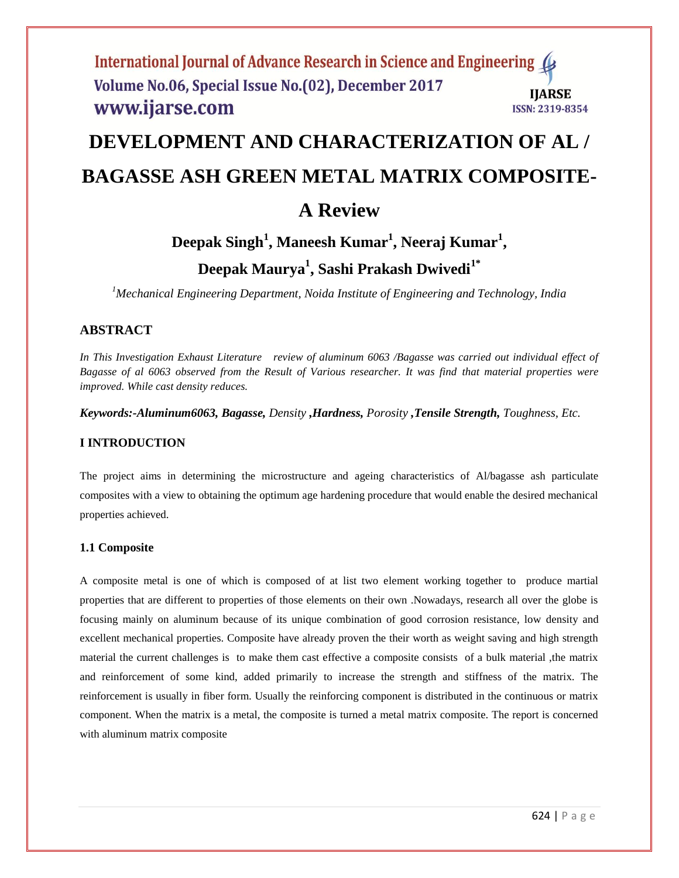# DEVELOPMENT AND CHARACTERIZATION OF AL / BAGASSE ASH GREEN METAL MATRIX COMPOSITE- A Review

**Deepak Singh[1], Maneesh Kumar[1], Neeraj Kumar[1], Deepak Maurya[1], Sashi Prakash Dwivedi[1*]**

*[1]Mechanical Engineering Department, Noida Institute of Engineering and Technology, India*

## ABSTRACT

*In This Investigation Exhaust Literature review of aluminum 6063 /Bagasse was carried out individual effect of Bagasse of al 6063 observed from the Result of Various researcher. It was find that material properties were improved. While cast density reduces.*

***Keywords:-Aluminum6063, Bagasse,** Density **,Hardness,** Porosity **,Tensile Strength,** Toughness, Etc.*

## I INTRODUCTION

The project aims in determining the microstructure and ageing characteristics of Al/bagasse ash particulate composites with a view to obtaining the optimum age hardening procedure that would enable the desired mechanical properties achieved.

### 1.1 Composite

A composite metal is one of which is composed of at list two element working together to produce martial properties that are different to properties of those elements on their own .Nowadays, research all over the globe is focusing mainly on aluminum because of its unique combination of good corrosion resistance, low density and excellent mechanical properties. Composite have already proven the their worth as weight saving and high strength material the current challenges is to make them cast effective a composite consists of a bulk material ,the matrix and reinforcement of some kind, added primarily to increase the strength and stiffness of the matrix. The reinforcement is usually in fiber form. Usually the reinforcing component is distributed in the continuous or matrix component. When the matrix is a metal, the composite is turned a metal matrix composite. The report is concerned with aluminum matrix composite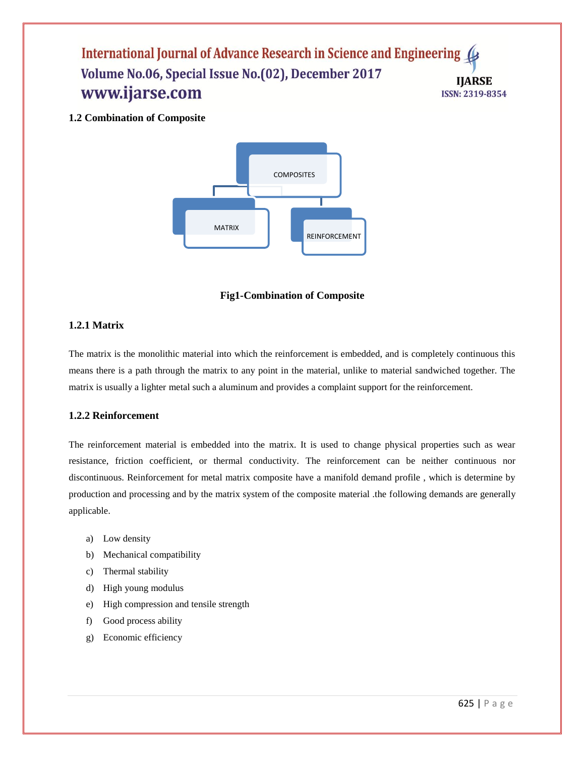### 1.2 Combination of Composite

COMPOSITES

MATRIX

REINFORCEMENT

**Fig1-Combination of Composite**

#### 1.2.1 Matrix

The matrix is the monolithic material into which the reinforcement is embedded, and is completely continuous this means there is a path through the matrix to any point in the material, unlike to material sandwiched together. The matrix is usually a lighter metal such a aluminum and provides a complaint support for the reinforcement.

#### 1.2.2 Reinforcement

The reinforcement material is embedded into the matrix. It is used to change physical properties such as wear resistance, friction coefficient, or thermal conductivity. The reinforcement can be neither continuous nor discontinuous. Reinforcement for metal matrix composite have a manifold demand profile , which is determine by production and processing and by the matrix system of the composite material .the following demands are generally applicable.

a) Low density
b) Mechanical compatibility
c) Thermal stability
d) High young modulus
e) High compression and tensile strength
f) Good process ability
g) Economic efficiency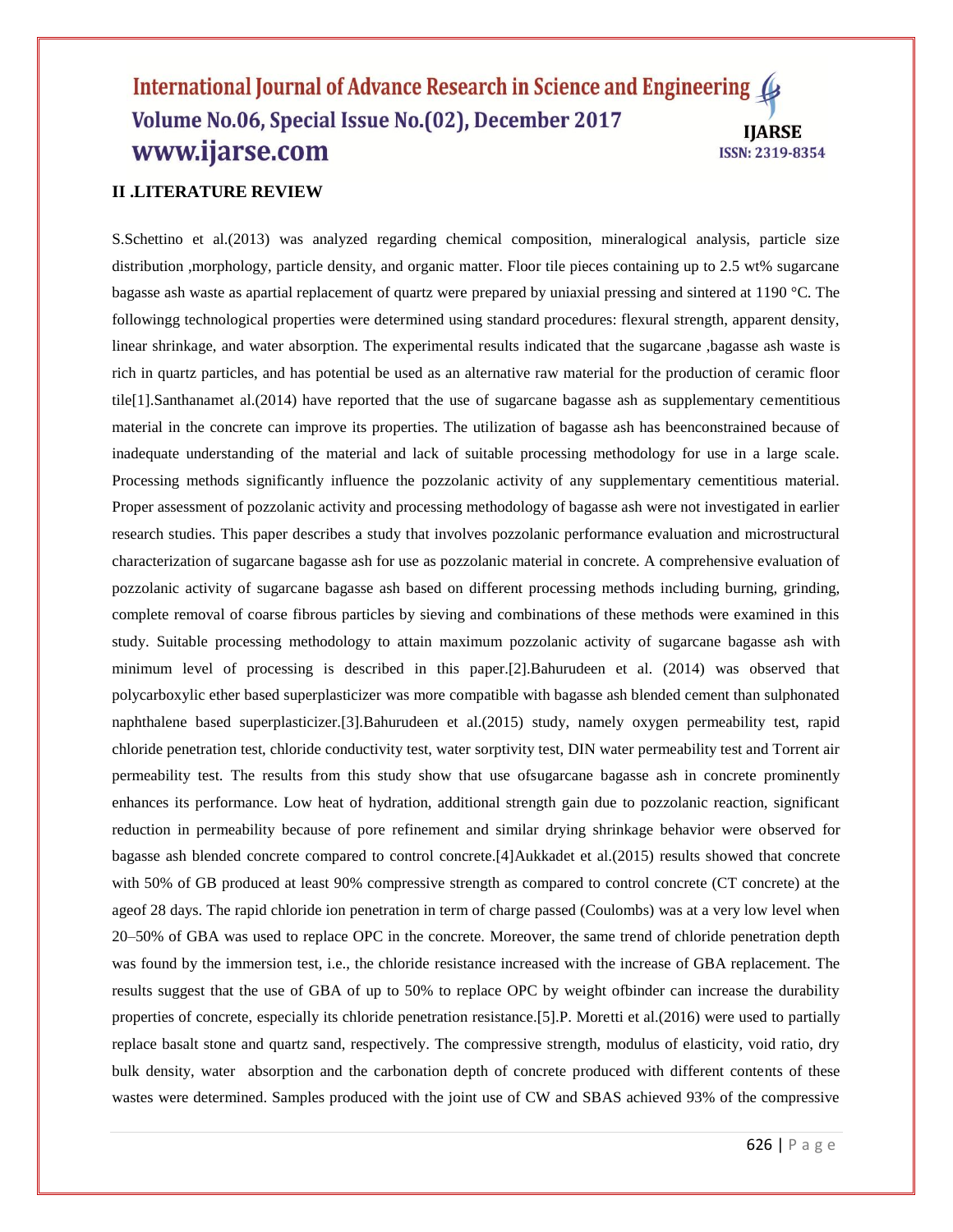## II .LITERATURE REVIEW

S.Schettino et al.(2013) was analyzed regarding chemical composition, mineralogical analysis, particle size distribution ,morphology, particle density, and organic matter. Floor tile pieces containing up to 2.5 wt% sugarcane bagasse ash waste as apartial replacement of quartz were prepared by uniaxial pressing and sintered at 1190 °C. The followingg technological properties were determined using standard procedures: flexural strength, apparent density, linear shrinkage, and water absorption. The experimental results indicated that the sugarcane ,bagasse ash waste is rich in quartz particles, and has potential be used as an alternative raw material for the production of ceramic floor tile[1].Santhanamet al.(2014) have reported that the use of sugarcane bagasse ash as supplementary cementitious material in the concrete can improve its properties. The utilization of bagasse ash has beenconstrained because of inadequate understanding of the material and lack of suitable processing methodology for use in a large scale. Processing methods significantly influence the pozzolanic activity of any supplementary cementitious material. Proper assessment of pozzolanic activity and processing methodology of bagasse ash were not investigated in earlier research studies. This paper describes a study that involves pozzolanic performance evaluation and microstructural characterization of sugarcane bagasse ash for use as pozzolanic material in concrete. A comprehensive evaluation of pozzolanic activity of sugarcane bagasse ash based on different processing methods including burning, grinding, complete removal of coarse fibrous particles by sieving and combinations of these methods were examined in this study. Suitable processing methodology to attain maximum pozzolanic activity of sugarcane bagasse ash with minimum level of processing is described in this paper.[2].Bahurudeen et al. (2014) was observed that polycarboxylic ether based superplasticizer was more compatible with bagasse ash blended cement than sulphonated naphthalene based superplasticizer.[3].Bahurudeen et al.(2015) study, namely oxygen permeability test, rapid chloride penetration test, chloride conductivity test, water sorptivity test, DIN water permeability test and Torrent air permeability test. The results from this study show that use ofsugarcane bagasse ash in concrete prominently enhances its performance. Low heat of hydration, additional strength gain due to pozzolanic reaction, significant reduction in permeability because of pore refinement and similar drying shrinkage behavior were observed for bagasse ash blended concrete compared to control concrete.[4]Aukkadet et al.(2015) results showed that concrete with 50% of GB produced at least 90% compressive strength as compared to control concrete (CT concrete) at the ageof 28 days. The rapid chloride ion penetration in term of charge passed (Coulombs) was at a very low level when 20–50% of GBA was used to replace OPC in the concrete. Moreover, the same trend of chloride penetration depth was found by the immersion test, i.e., the chloride resistance increased with the increase of GBA replacement. The results suggest that the use of GBA of up to 50% to replace OPC by weight ofbinder can increase the durability properties of concrete, especially its chloride penetration resistance.[5].P. Moretti et al.(2016) were used to partially replace basalt stone and quartz sand, respectively. The compressive strength, modulus of elasticity, void ratio, dry bulk density, water absorption and the carbonation depth of concrete produced with different contents of these wastes were determined. Samples produced with the joint use of CW and SBAS achieved 93% of the compressive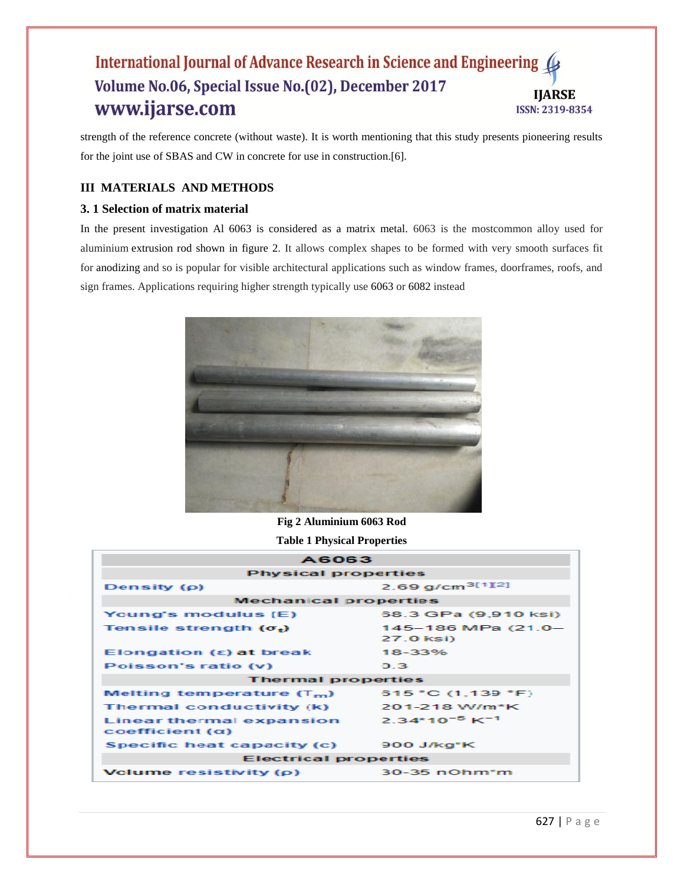strength of the reference concrete (without waste). It is worth mentioning that this study presents pioneering results for the joint use of SBAS and CW in concrete for use in construction.[6].

## III MATERIALS AND METHODS

### 3. 1 Selection of matrix material

In the present investigation Al 6063 is considered as a matrix metal. 6063 is the mostcommon alloy used for aluminium extrusion rod shown in figure 2. It allows complex shapes to be formed with very smooth surfaces fit for anodizing and so is popular for visible architectural applications such as window frames, doorframes, roofs, and sign frames. Applications requiring higher strength typically use 6063 or 6082 instead

**Fig 2 Aluminium 6063 Rod**

**Table 1 Physical Properties**

| A6063 | |
|---|---|
| **Physical properties** | |
| Density (ρ) | 2.69 g/cm$^3$[1][2] |
| **Mechanical properties** | |
| Young's modulus (E) | 68.3 GPa (9,910 ksi) |
| Tensile strength ($\sigma_t$) | 145–186 MPa (21.0–27.0 ksi) |
| Elongation (ε) at break | 18-33% |
| Poisson's ratio (ν) | 0.3 |
| **Thermal properties** | |
| Melting temperature ($T_m$) | 615 °C (1,139 °F) |
| Thermal conductivity (k) | 201-218 W/m*K |
| Linear thermal expansion coefficient (α) | 2.34*$10^{-5}$ $K^{-1}$ |
| Specific heat capacity (c) | 900 J/kg*K |
| **Electrical properties** | |
| Volume resistivity (ρ) | 30-35 nOhm*m |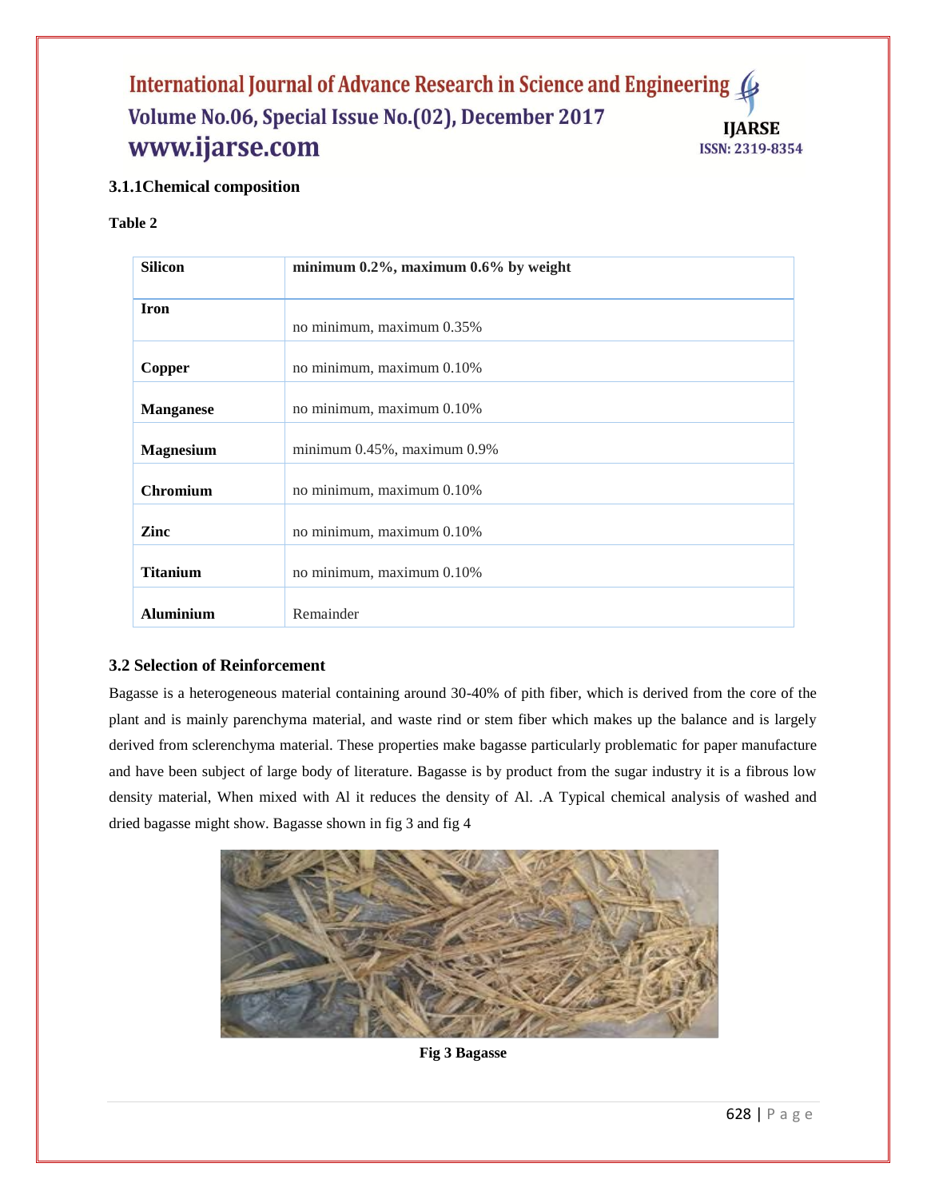### 3.1.1Chemical composition

**Table 2**

| **Silicon** | **minimum 0.2%, maximum 0.6% by weight** |
|---|---|
| **Iron** | no minimum, maximum 0.35% |
| **Copper** | no minimum, maximum 0.10% |
| **Manganese** | no minimum, maximum 0.10% |
| **Magnesium** | minimum 0.45%, maximum 0.9% |
| **Chromium** | no minimum, maximum 0.10% |
| **Zinc** | no minimum, maximum 0.10% |
| **Titanium** | no minimum, maximum 0.10% |
| **Aluminium** | Remainder |

### 3.2 Selection of Reinforcement

Bagasse is a heterogeneous material containing around 30-40% of pith fiber, which is derived from the core of the plant and is mainly parenchyma material, and waste rind or stem fiber which makes up the balance and is largely derived from sclerenchyma material. These properties make bagasse particularly problematic for paper manufacture and have been subject of large body of literature. Bagasse is by product from the sugar industry it is a fibrous low density material, When mixed with Al it reduces the density of Al. .A Typical chemical analysis of washed and dried bagasse might show. Bagasse shown in fig 3 and fig 4

**Fig 3 Bagasse**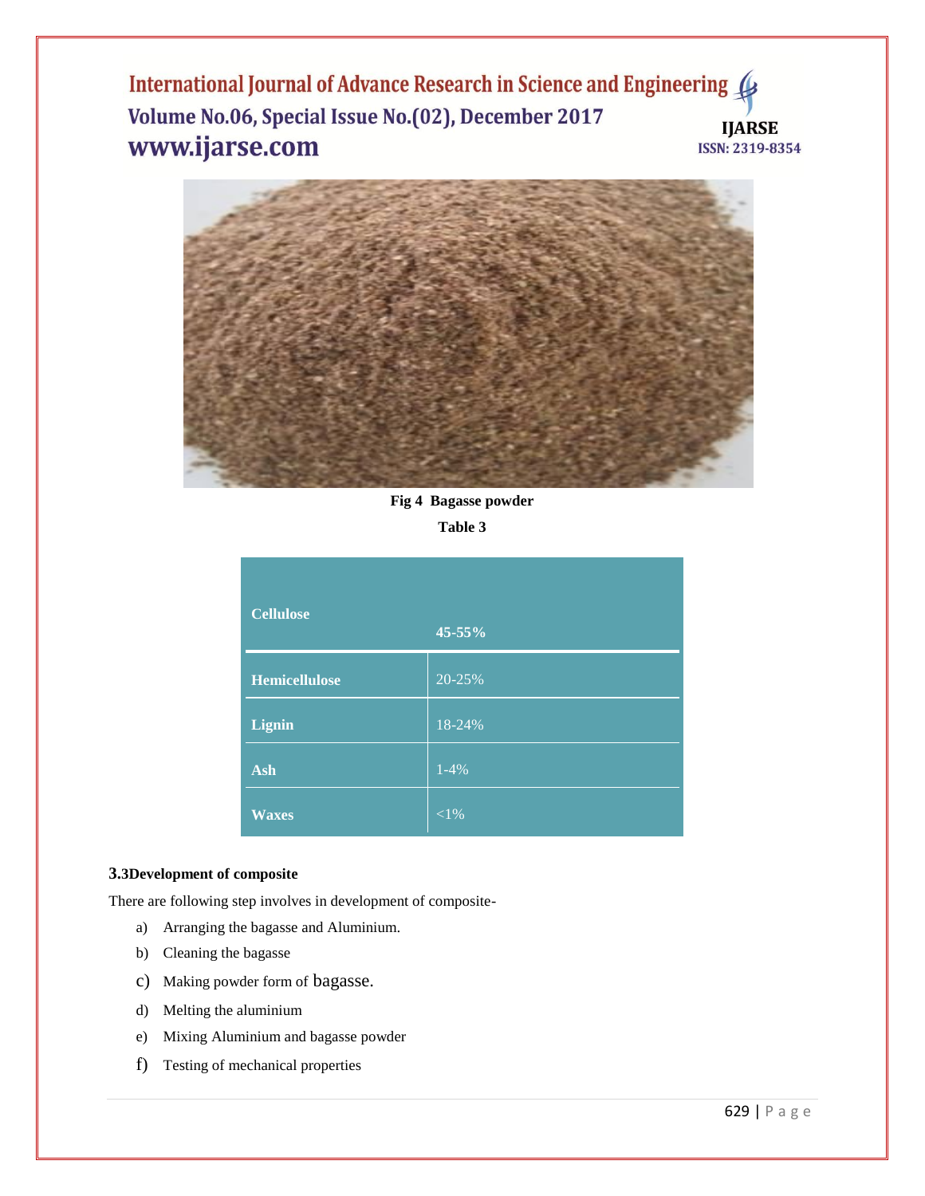Fig 4  Bagasse powder

Table 3

| Cellulose | 45-55% |
|---|---|
| Hemicellulose | 20-25% |
| Lignin | 18-24% |
| Ash | 1-4% |
| Waxes | <1% |

### 3.3 Development of composite

There are following step involves in development of composite-

a) Arranging the bagasse and Aluminium.
b) Cleaning the bagasse
c) Making powder form of bagasse.
d) Melting the aluminium
e) Mixing Aluminium and bagasse powder
f) Testing of mechanical properties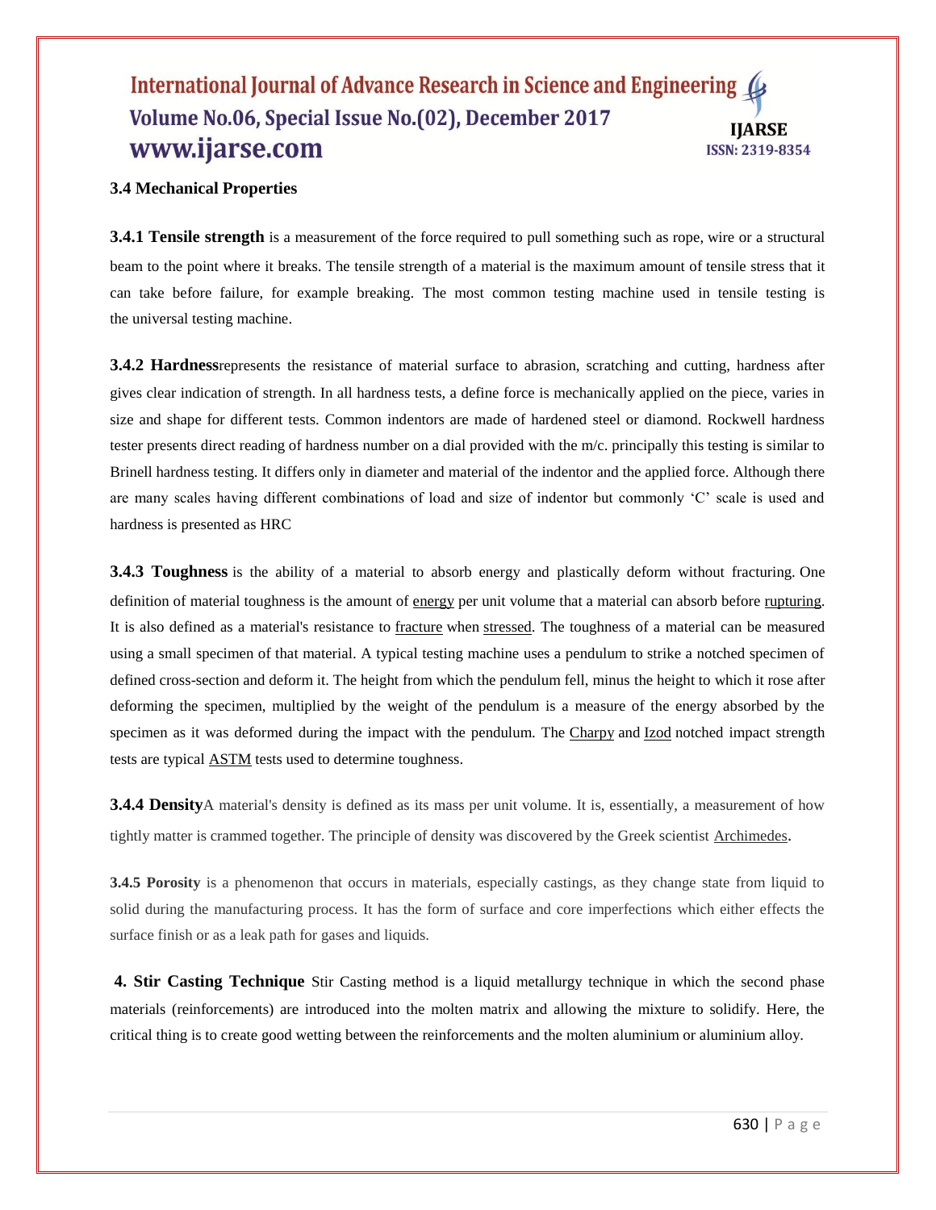### 3.4 Mechanical Properties

**3.4.1 Tensile strength** is a measurement of the force required to pull something such as rope, wire or a structural beam to the point where it breaks. The tensile strength of a material is the maximum amount of tensile stress that it can take before failure, for example breaking. The most common testing machine used in tensile testing is the universal testing machine.

**3.4.2 Hardness**represents the resistance of material surface to abrasion, scratching and cutting, hardness after gives clear indication of strength. In all hardness tests, a define force is mechanically applied on the piece, varies in size and shape for different tests. Common indentors are made of hardened steel or diamond. Rockwell hardness tester presents direct reading of hardness number on a dial provided with the m/c. principally this testing is similar to Brinell hardness testing. It differs only in diameter and material of the indentor and the applied force. Although there are many scales having different combinations of load and size of indentor but commonly 'C' scale is used and hardness is presented as HRC

**3.4.3 Toughness** is the ability of a material to absorb energy and plastically deform without fracturing. One definition of material toughness is the amount of energy per unit volume that a material can absorb before rupturing. It is also defined as a material's resistance to fracture when stressed. The toughness of a material can be measured using a small specimen of that material. A typical testing machine uses a pendulum to strike a notched specimen of defined cross-section and deform it. The height from which the pendulum fell, minus the height to which it rose after deforming the specimen, multiplied by the weight of the pendulum is a measure of the energy absorbed by the specimen as it was deformed during the impact with the pendulum. The Charpy and Izod notched impact strength tests are typical ASTM tests used to determine toughness.

**3.4.4 Density**A material's density is defined as its mass per unit volume. It is, essentially, a measurement of how tightly matter is crammed together. The principle of density was discovered by the Greek scientist Archimedes.

**3.4.5 Porosity** is a phenomenon that occurs in materials, especially castings, as they change state from liquid to solid during the manufacturing process. It has the form of surface and core imperfections which either effects the surface finish or as a leak path for gases and liquids.

**4. Stir Casting Technique** Stir Casting method is a liquid metallurgy technique in which the second phase materials (reinforcements) are introduced into the molten matrix and allowing the mixture to solidify. Here, the critical thing is to create good wetting between the reinforcements and the molten aluminium or aluminium alloy.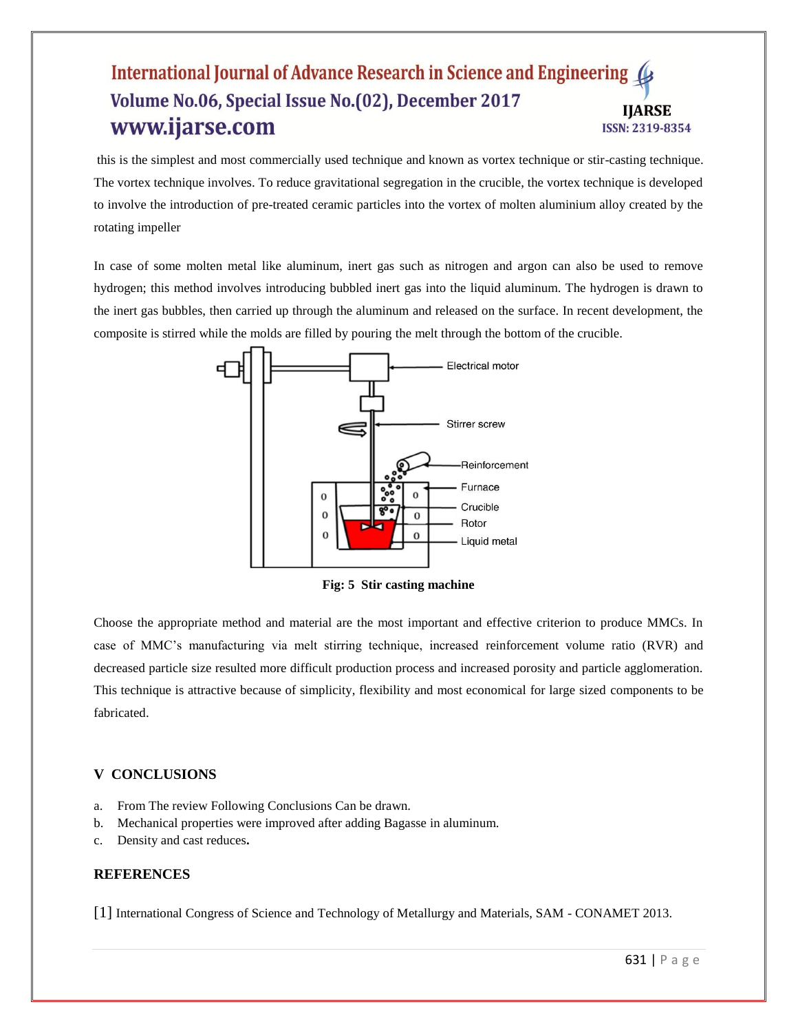this is the simplest and most commercially used technique and known as vortex technique or stir-casting technique. The vortex technique involves. To reduce gravitational segregation in the crucible, the vortex technique is developed to involve the introduction of pre-treated ceramic particles into the vortex of molten aluminium alloy created by the rotating impeller

In case of some molten metal like aluminum, inert gas such as nitrogen and argon can also be used to remove hydrogen; this method involves introducing bubbled inert gas into the liquid aluminum. The hydrogen is drawn to the inert gas bubbles, then carried up through the aluminum and released on the surface. In recent development, the composite is stirred while the molds are filled by pouring the melt through the bottom of the crucible.

**Fig: 5 Stir casting machine**

Choose the appropriate method and material are the most important and effective criterion to produce MMCs. In case of MMC's manufacturing via melt stirring technique, increased reinforcement volume ratio (RVR) and decreased particle size resulted more difficult production process and increased porosity and particle agglomeration. This technique is attractive because of simplicity, flexibility and most economical for large sized components to be fabricated.

## V CONCLUSIONS

a. From The review Following Conclusions Can be drawn.
b. Mechanical properties were improved after adding Bagasse in aluminum.
c. Density and cast reduces.

## REFERENCES

[1] International Congress of Science and Technology of Metallurgy and Materials, SAM - CONAMET 2013.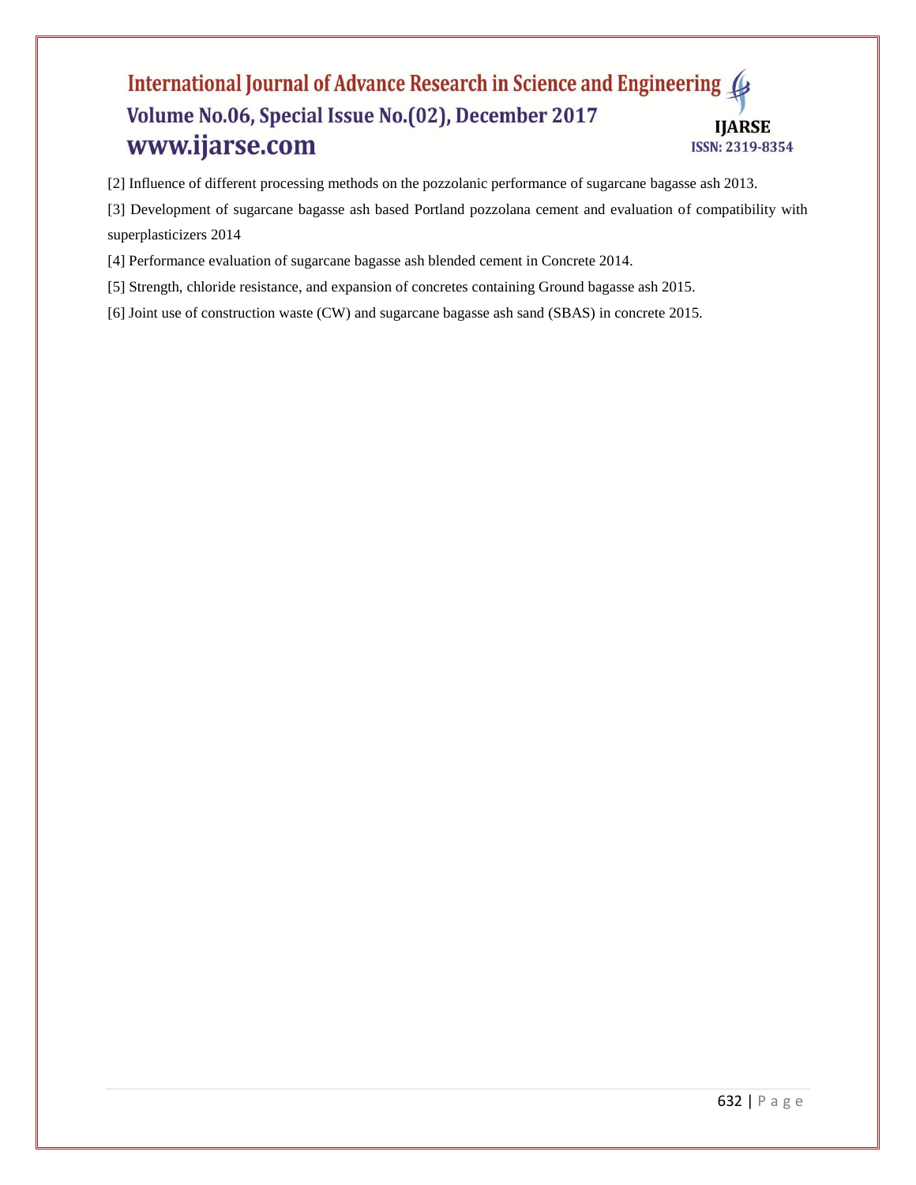[2] Influence of different processing methods on the pozzolanic performance of sugarcane bagasse ash 2013.

[3] Development of sugarcane bagasse ash based Portland pozzolana cement and evaluation of compatibility with superplasticizers 2014

[4] Performance evaluation of sugarcane bagasse ash blended cement in Concrete 2014.

[5] Strength, chloride resistance, and expansion of concretes containing Ground bagasse ash 2015.

[6] Joint use of construction waste (CW) and sugarcane bagasse ash sand (SBAS) in concrete 2015.